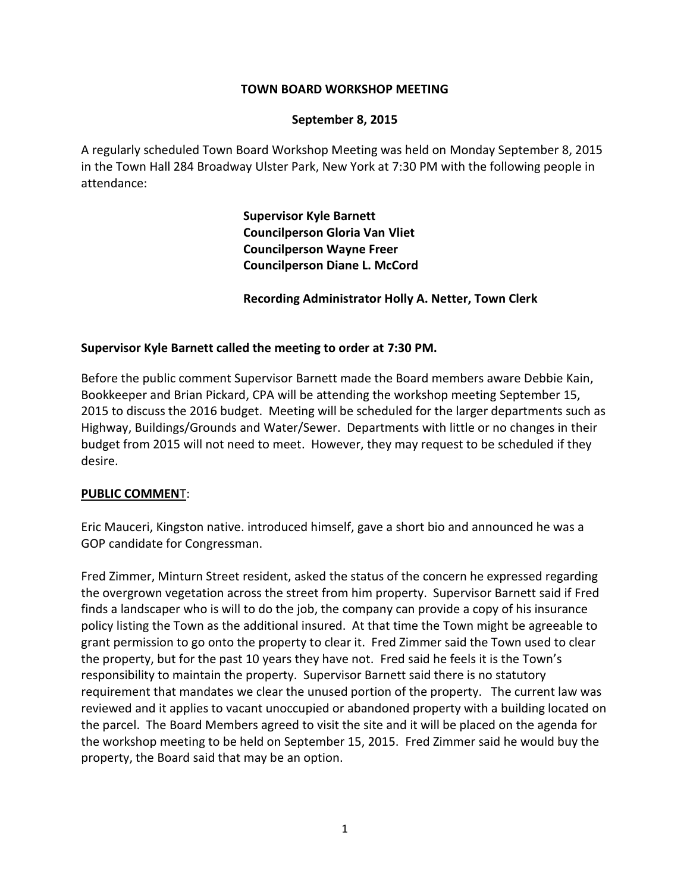# TOWN BOARD WORKSHOP MEETING

## September 8, 2015

A regularly scheduled Town Board Workshop Meeting was held on Monday September 8, 2015 in the Town Hall 284 Broadway Ulster Park, New York at 7:30 PM with the following people in attendance:

**Supervisor Kyle Barnett**
**Councilperson Gloria Van Vliet**
**Councilperson Wayne Freer**
**Councilperson Diane L. McCord**

**Recording Administrator Holly A. Netter, Town Clerk**

**Supervisor Kyle Barnett called the meeting to order at 7:30 PM.**

Before the public comment Supervisor Barnett made the Board members aware Debbie Kain, Bookkeeper and Brian Pickard, CPA will be attending the workshop meeting September 15, 2015 to discuss the 2016 budget. Meeting will be scheduled for the larger departments such as Highway, Buildings/Grounds and Water/Sewer. Departments with little or no changes in their budget from 2015 will not need to meet. However, they may request to be scheduled if they desire.

**PUBLIC COMMENT**:

Eric Mauceri, Kingston native. introduced himself, gave a short bio and announced he was a GOP candidate for Congressman.

Fred Zimmer, Minturn Street resident, asked the status of the concern he expressed regarding the overgrown vegetation across the street from him property. Supervisor Barnett said if Fred finds a landscaper who is will to do the job, the company can provide a copy of his insurance policy listing the Town as the additional insured. At that time the Town might be agreeable to grant permission to go onto the property to clear it. Fred Zimmer said the Town used to clear the property, but for the past 10 years they have not. Fred said he feels it is the Town's responsibility to maintain the property. Supervisor Barnett said there is no statutory requirement that mandates we clear the unused portion of the property. The current law was reviewed and it applies to vacant unoccupied or abandoned property with a building located on the parcel. The Board Members agreed to visit the site and it will be placed on the agenda for the workshop meeting to be held on September 15, 2015. Fred Zimmer said he would buy the property, the Board said that may be an option.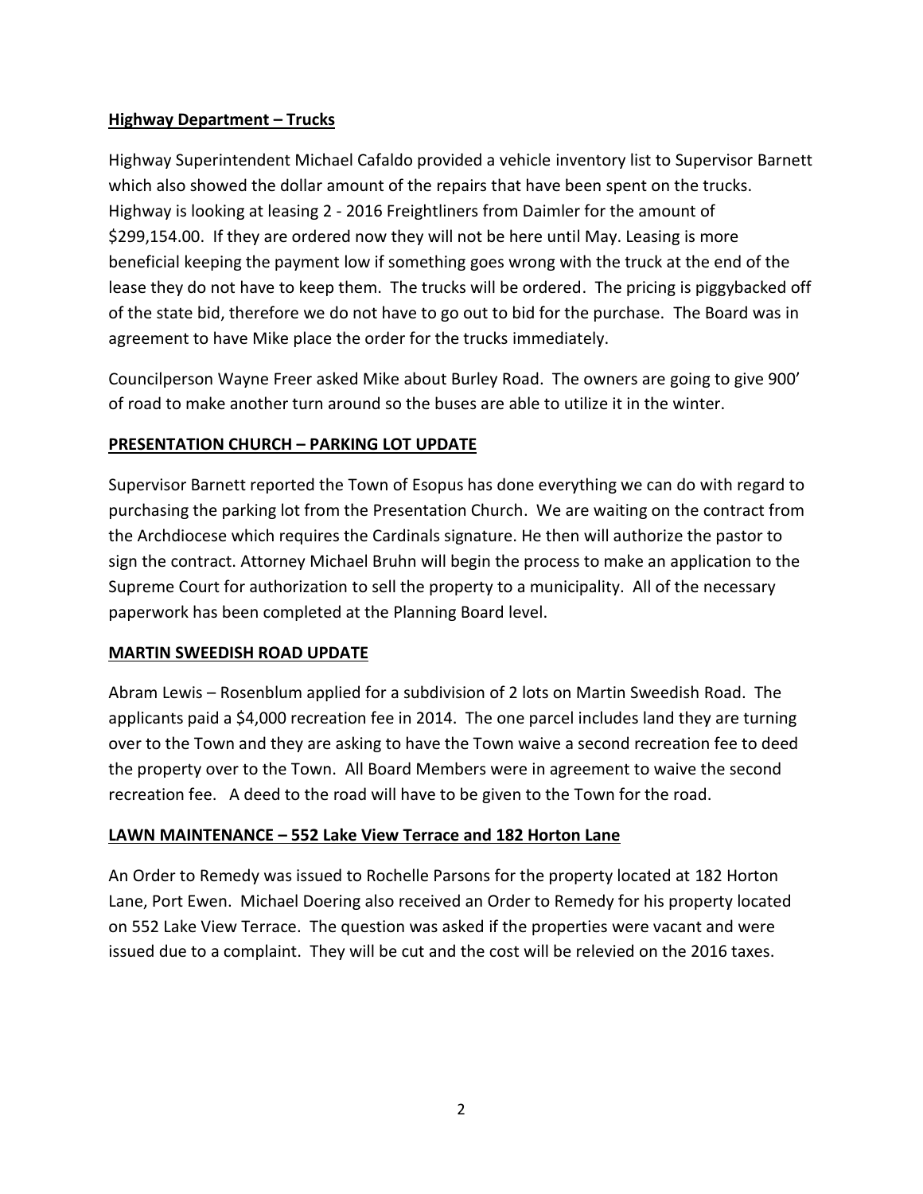## **Highway Department – Trucks**

Highway Superintendent Michael Cafaldo provided a vehicle inventory list to Supervisor Barnett which also showed the dollar amount of the repairs that have been spent on the trucks. Highway is looking at leasing 2 - 2016 Freightliners from Daimler for the amount of $299,154.00. If they are ordered now they will not be here until May. Leasing is more beneficial keeping the payment low if something goes wrong with the truck at the end of the lease they do not have to keep them. The trucks will be ordered. The pricing is piggybacked off of the state bid, therefore we do not have to go out to bid for the purchase. The Board was in agreement to have Mike place the order for the trucks immediately.

Councilperson Wayne Freer asked Mike about Burley Road. The owners are going to give 900' of road to make another turn around so the buses are able to utilize it in the winter.

## **PRESENTATION CHURCH – PARKING LOT UPDATE**

Supervisor Barnett reported the Town of Esopus has done everything we can do with regard to purchasing the parking lot from the Presentation Church. We are waiting on the contract from the Archdiocese which requires the Cardinals signature. He then will authorize the pastor to sign the contract. Attorney Michael Bruhn will begin the process to make an application to the Supreme Court for authorization to sell the property to a municipality. All of the necessary paperwork has been completed at the Planning Board level.

## **MARTIN SWEEDISH ROAD UPDATE**

Abram Lewis – Rosenblum applied for a subdivision of 2 lots on Martin Sweedish Road. The applicants paid a $4,000 recreation fee in 2014. The one parcel includes land they are turning over to the Town and they are asking to have the Town waive a second recreation fee to deed the property over to the Town. All Board Members were in agreement to waive the second recreation fee. A deed to the road will have to be given to the Town for the road.

## **LAWN MAINTENANCE – 552 Lake View Terrace and 182 Horton Lane**

An Order to Remedy was issued to Rochelle Parsons for the property located at 182 Horton Lane, Port Ewen. Michael Doering also received an Order to Remedy for his property located on 552 Lake View Terrace. The question was asked if the properties were vacant and were issued due to a complaint. They will be cut and the cost will be relevied on the 2016 taxes.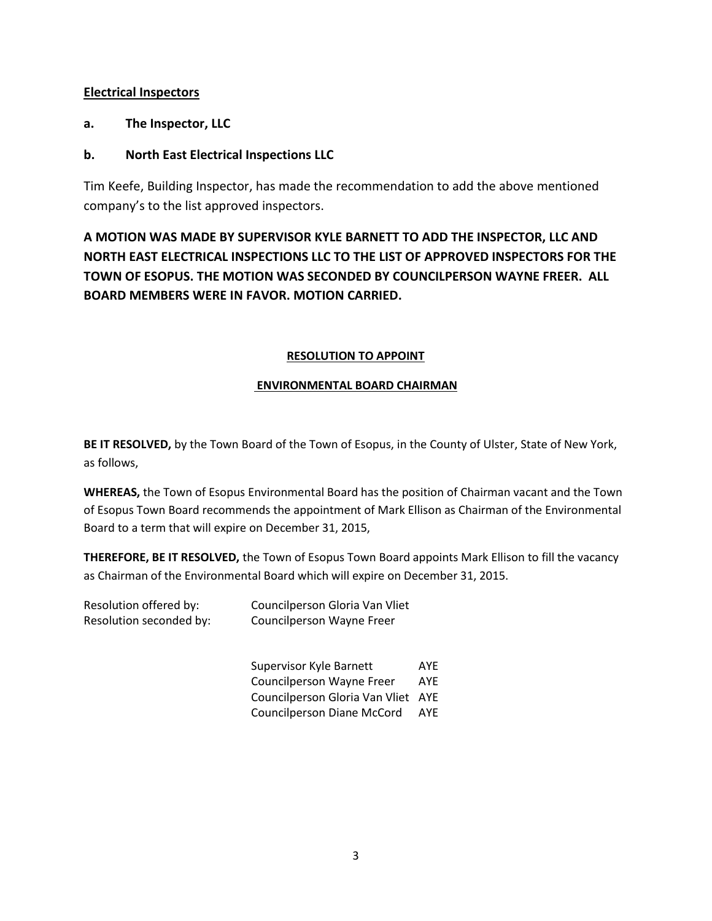**<u>Electrical Inspectors</u>**

**a. The Inspector, LLC**

**b. North East Electrical Inspections LLC**

Tim Keefe, Building Inspector, has made the recommendation to add the above mentioned company's to the list approved inspectors.

**A MOTION WAS MADE BY SUPERVISOR KYLE BARNETT TO ADD THE INSPECTOR, LLC AND NORTH EAST ELECTRICAL INSPECTIONS LLC TO THE LIST OF APPROVED INSPECTORS FOR THE TOWN OF ESOPUS. THE MOTION WAS SECONDED BY COUNCILPERSON WAYNE FREER. ALL BOARD MEMBERS WERE IN FAVOR. MOTION CARRIED.**

**<u>RESOLUTION TO APPOINT</u>**

**<u>ENVIRONMENTAL BOARD CHAIRMAN</u>**

**BE IT RESOLVED,** by the Town Board of the Town of Esopus, in the County of Ulster, State of New York, as follows,

**WHEREAS,** the Town of Esopus Environmental Board has the position of Chairman vacant and the Town of Esopus Town Board recommends the appointment of Mark Ellison as Chairman of the Environmental Board to a term that will expire on December 31, 2015,

**THEREFORE, BE IT RESOLVED,** the Town of Esopus Town Board appoints Mark Ellison to fill the vacancy as Chairman of the Environmental Board which will expire on December 31, 2015.

Resolution offered by: Councilperson Gloria Van Vliet
Resolution seconded by: Councilperson Wayne Freer

| | |
|---|---|
| Supervisor Kyle Barnett | AYE |
| Councilperson Wayne Freer | AYE |
| Councilperson Gloria Van Vliet | AYE |
| Councilperson Diane McCord | AYE |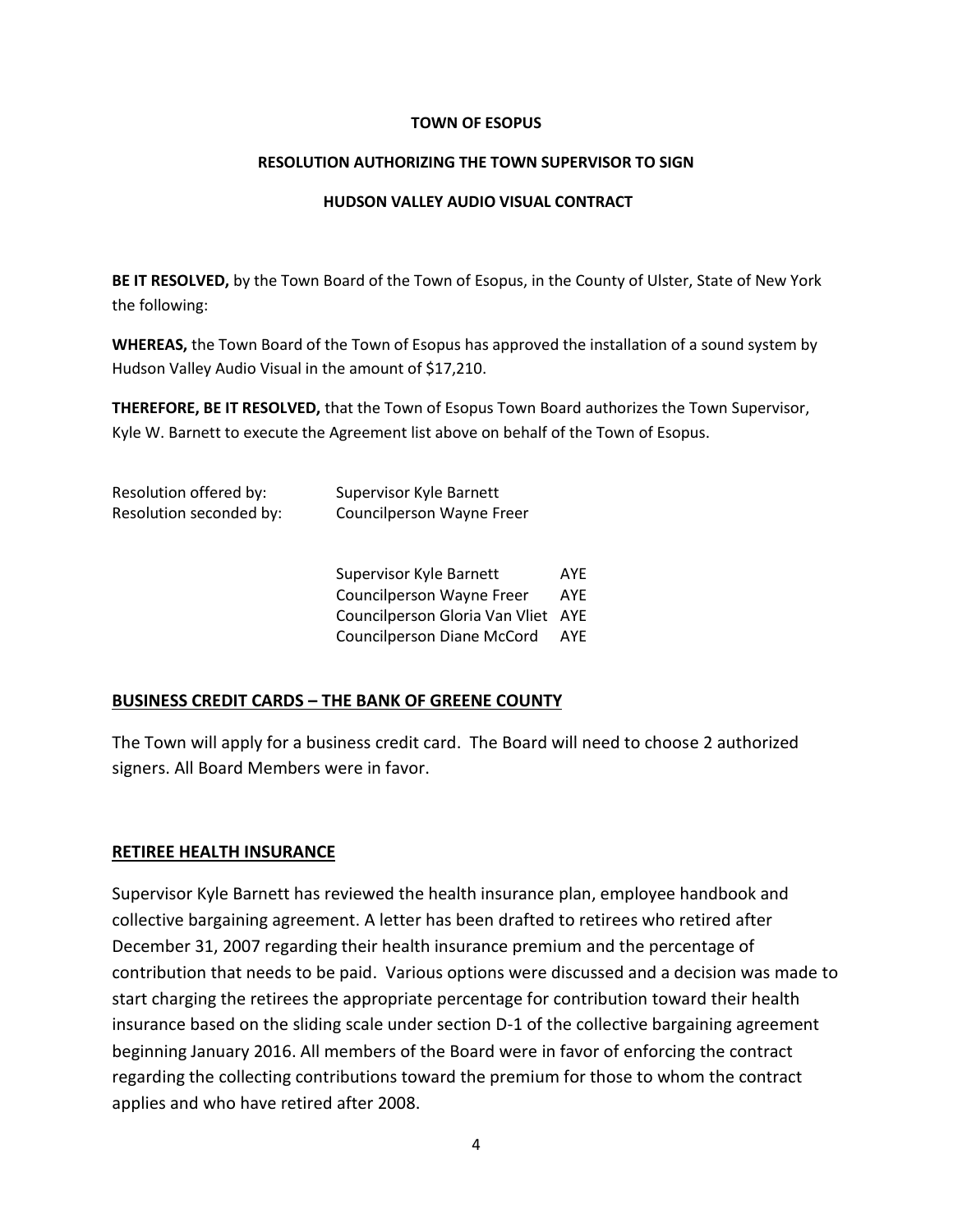**TOWN OF ESOPUS**

**RESOLUTION AUTHORIZING THE TOWN SUPERVISOR TO SIGN**

**HUDSON VALLEY AUDIO VISUAL CONTRACT**

**BE IT RESOLVED,** by the Town Board of the Town of Esopus, in the County of Ulster, State of New York the following:

**WHEREAS,** the Town Board of the Town of Esopus has approved the installation of a sound system by Hudson Valley Audio Visual in the amount of $17,210.

**THEREFORE, BE IT RESOLVED,** that the Town of Esopus Town Board authorizes the Town Supervisor, Kyle W. Barnett to execute the Agreement list above on behalf of the Town of Esopus.

Resolution offered by: Supervisor Kyle Barnett
Resolution seconded by: Councilperson Wayne Freer

Supervisor Kyle Barnett AYE
Councilperson Wayne Freer AYE
Councilperson Gloria Van Vliet AYE
Councilperson Diane McCord AYE

## BUSINESS CREDIT CARDS – THE BANK OF GREENE COUNTY

The Town will apply for a business credit card. The Board will need to choose 2 authorized signers. All Board Members were in favor.

## RETIREE HEALTH INSURANCE

Supervisor Kyle Barnett has reviewed the health insurance plan, employee handbook and collective bargaining agreement. A letter has been drafted to retirees who retired after December 31, 2007 regarding their health insurance premium and the percentage of contribution that needs to be paid. Various options were discussed and a decision was made to start charging the retirees the appropriate percentage for contribution toward their health insurance based on the sliding scale under section D-1 of the collective bargaining agreement beginning January 2016. All members of the Board were in favor of enforcing the contract regarding the collecting contributions toward the premium for those to whom the contract applies and who have retired after 2008.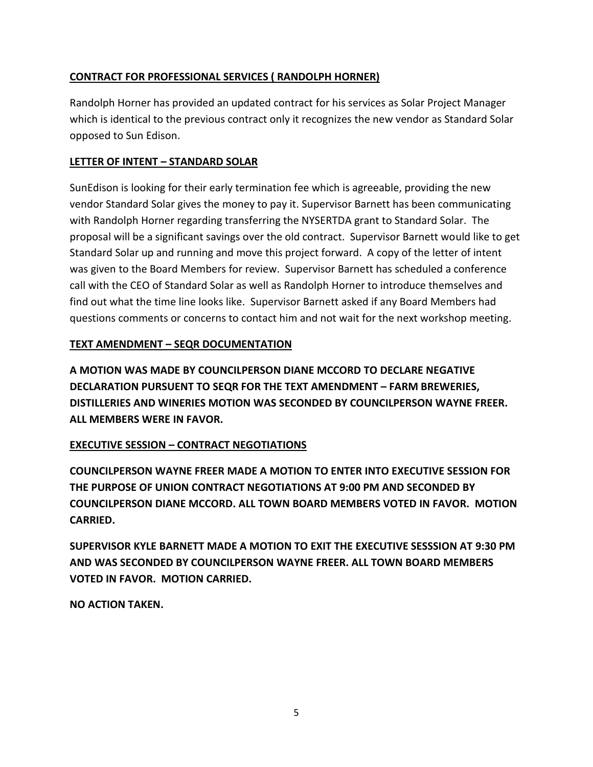**<u>CONTRACT FOR PROFESSIONAL SERVICES ( RANDOLPH HORNER)</u>**

Randolph Horner has provided an updated contract for his services as Solar Project Manager which is identical to the previous contract only it recognizes the new vendor as Standard Solar opposed to Sun Edison.

**<u>LETTER OF INTENT – STANDARD SOLAR</u>**

SunEdison is looking for their early termination fee which is agreeable, providing the new vendor Standard Solar gives the money to pay it. Supervisor Barnett has been communicating with Randolph Horner regarding transferring the NYSERTDA grant to Standard Solar. The proposal will be a significant savings over the old contract. Supervisor Barnett would like to get Standard Solar up and running and move this project forward. A copy of the letter of intent was given to the Board Members for review. Supervisor Barnett has scheduled a conference call with the CEO of Standard Solar as well as Randolph Horner to introduce themselves and find out what the time line looks like. Supervisor Barnett asked if any Board Members had questions comments or concerns to contact him and not wait for the next workshop meeting.

**<u>TEXT AMENDMENT – SEQR DOCUMENTATION</u>**

**A MOTION WAS MADE BY COUNCILPERSON DIANE MCCORD TO DECLARE NEGATIVE DECLARATION PURSUENT TO SEQR FOR THE TEXT AMENDMENT – FARM BREWERIES, DISTILLERIES AND WINERIES MOTION WAS SECONDED BY COUNCILPERSON WAYNE FREER. ALL MEMBERS WERE IN FAVOR.**

**<u>EXECUTIVE SESSION – CONTRACT NEGOTIATIONS</u>**

**COUNCILPERSON WAYNE FREER MADE A MOTION TO ENTER INTO EXECUTIVE SESSION FOR THE PURPOSE OF UNION CONTRACT NEGOTIATIONS AT 9:00 PM AND SECONDED BY COUNCILPERSON DIANE MCCORD. ALL TOWN BOARD MEMBERS VOTED IN FAVOR. MOTION CARRIED.**

**SUPERVISOR KYLE BARNETT MADE A MOTION TO EXIT THE EXECUTIVE SESSSION AT 9:30 PM AND WAS SECONDED BY COUNCILPERSON WAYNE FREER. ALL TOWN BOARD MEMBERS VOTED IN FAVOR. MOTION CARRIED.**

**NO ACTION TAKEN.**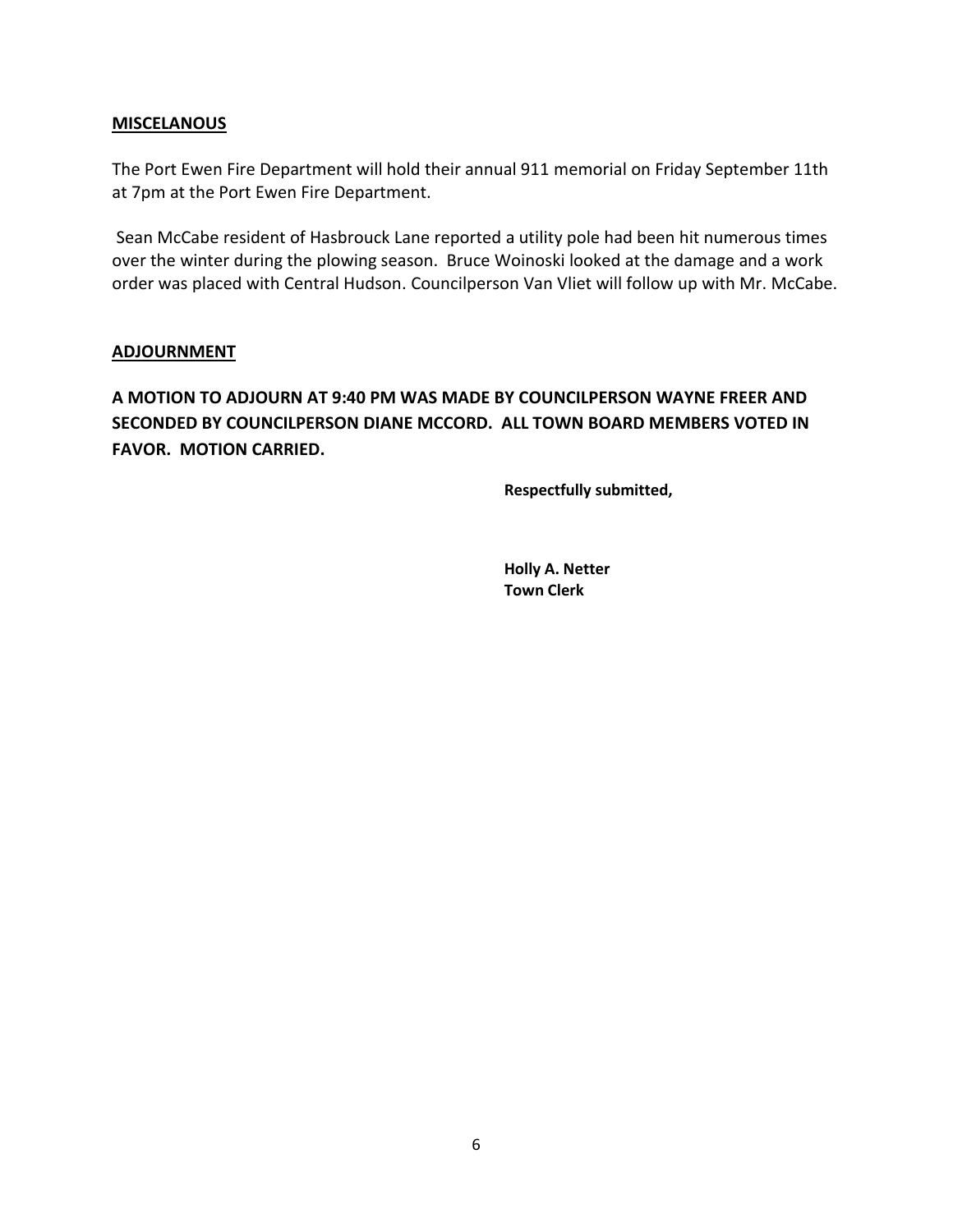**MISCELANOUS**

The Port Ewen Fire Department will hold their annual 911 memorial on Friday September 11th at 7pm at the Port Ewen Fire Department.

Sean McCabe resident of Hasbrouck Lane reported a utility pole had been hit numerous times over the winter during the plowing season. Bruce Woinoski looked at the damage and a work order was placed with Central Hudson. Councilperson Van Vliet will follow up with Mr. McCabe.

**ADJOURNMENT**

**A MOTION TO ADJOURN AT 9:40 PM WAS MADE BY COUNCILPERSON WAYNE FREER AND SECONDED BY COUNCILPERSON DIANE MCCORD. ALL TOWN BOARD MEMBERS VOTED IN FAVOR. MOTION CARRIED.**

**Respectfully submitted,**

**Holly A. Netter**
**Town Clerk**